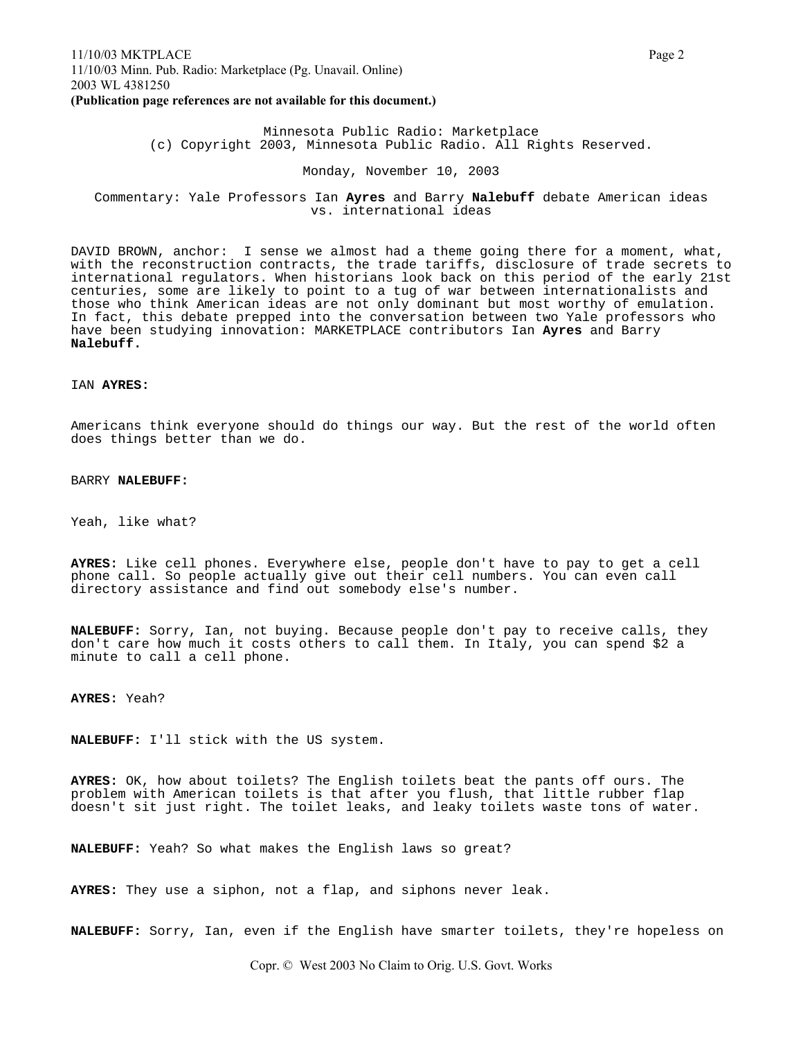Minnesota Public Radio: Marketplace
(c) Copyright 2003, Minnesota Public Radio. All Rights Reserved.

Monday, November 10, 2003

Commentary: Yale Professors Ian **Ayres** and Barry **Nalebuff** debate American ideas vs. international ideas

DAVID BROWN, anchor: I sense we almost had a theme going there for a moment, what, with the reconstruction contracts, the trade tariffs, disclosure of trade secrets to international regulators. When historians look back on this period of the early 21st centuries, some are likely to point to a tug of war between internationalists and those who think American ideas are not only dominant but most worthy of emulation. In fact, this debate prepped into the conversation between two Yale professors who have been studying innovation: MARKETPLACE contributors Ian **Ayres** and Barry **Nalebuff.**

IAN **AYRES:**

Americans think everyone should do things our way. But the rest of the world often does things better than we do.

BARRY **NALEBUFF:**

Yeah, like what?

**AYRES:** Like cell phones. Everywhere else, people don't have to pay to get a cell phone call. So people actually give out their cell numbers. You can even call directory assistance and find out somebody else's number.

**NALEBUFF:** Sorry, Ian, not buying. Because people don't pay to receive calls, they don't care how much it costs others to call them. In Italy, you can spend $2 a minute to call a cell phone.

**AYRES:** Yeah?

**NALEBUFF:** I'll stick with the US system.

**AYRES:** OK, how about toilets? The English toilets beat the pants off ours. The problem with American toilets is that after you flush, that little rubber flap doesn't sit just right. The toilet leaks, and leaky toilets waste tons of water.

**NALEBUFF:** Yeah? So what makes the English laws so great?

**AYRES:** They use a siphon, not a flap, and siphons never leak.

**NALEBUFF:** Sorry, Ian, even if the English have smarter toilets, they're hopeless on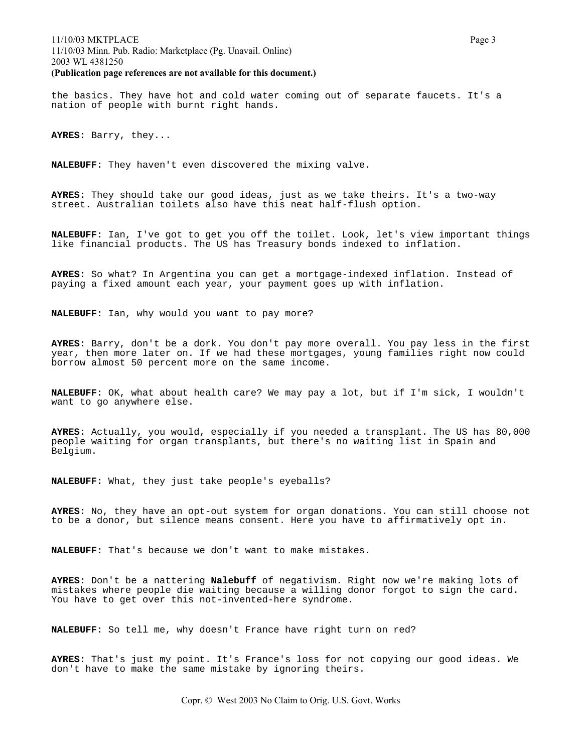the basics. They have hot and cold water coming out of separate faucets. It's a nation of people with burnt right hands.

**AYRES:** Barry, they...

**NALEBUFF:** They haven't even discovered the mixing valve.

**AYRES:** They should take our good ideas, just as we take theirs. It's a two-way street. Australian toilets also have this neat half-flush option.

**NALEBUFF:** Ian, I've got to get you off the toilet. Look, let's view important things like financial products. The US has Treasury bonds indexed to inflation.

**AYRES:** So what? In Argentina you can get a mortgage-indexed inflation. Instead of paying a fixed amount each year, your payment goes up with inflation.

**NALEBUFF:** Ian, why would you want to pay more?

**AYRES:** Barry, don't be a dork. You don't pay more overall. You pay less in the first year, then more later on. If we had these mortgages, young families right now could borrow almost 50 percent more on the same income.

**NALEBUFF:** OK, what about health care? We may pay a lot, but if I'm sick, I wouldn't want to go anywhere else.

**AYRES:** Actually, you would, especially if you needed a transplant. The US has 80,000 people waiting for organ transplants, but there's no waiting list in Spain and Belgium.

**NALEBUFF:** What, they just take people's eyeballs?

**AYRES:** No, they have an opt-out system for organ donations. You can still choose not to be a donor, but silence means consent. Here you have to affirmatively opt in.

**NALEBUFF:** That's because we don't want to make mistakes.

**AYRES:** Don't be a nattering **Nalebuff** of negativism. Right now we're making lots of mistakes where people die waiting because a willing donor forgot to sign the card. You have to get over this not-invented-here syndrome.

**NALEBUFF:** So tell me, why doesn't France have right turn on red?

**AYRES:** That's just my point. It's France's loss for not copying our good ideas. We don't have to make the same mistake by ignoring theirs.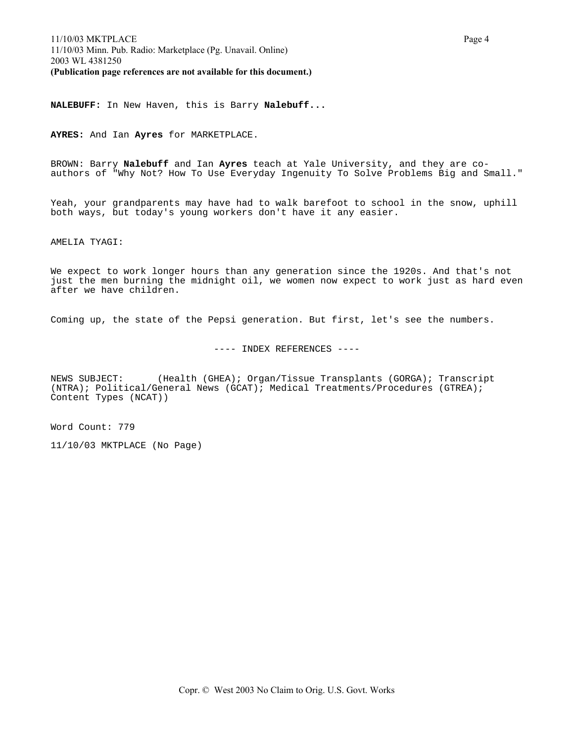**NALEBUFF:** In New Haven, this is Barry **Nalebuff...**

**AYRES:** And Ian **Ayres** for MARKETPLACE.

BROWN: Barry **Nalebuff** and Ian **Ayres** teach at Yale University, and they are co-authors of "Why Not? How To Use Everyday Ingenuity To Solve Problems Big and Small."

Yeah, your grandparents may have had to walk barefoot to school in the snow, uphill both ways, but today's young workers don't have it any easier.

AMELIA TYAGI:

We expect to work longer hours than any generation since the 1920s. And that's not just the men burning the midnight oil, we women now expect to work just as hard even after we have children.

Coming up, the state of the Pepsi generation. But first, let's see the numbers.

---- INDEX REFERENCES ----

NEWS SUBJECT: (Health (GHEA); Organ/Tissue Transplants (GORGA); Transcript (NTRA); Political/General News (GCAT); Medical Treatments/Procedures (GTREA); Content Types (NCAT))

Word Count: 779

11/10/03 MKTPLACE (No Page)